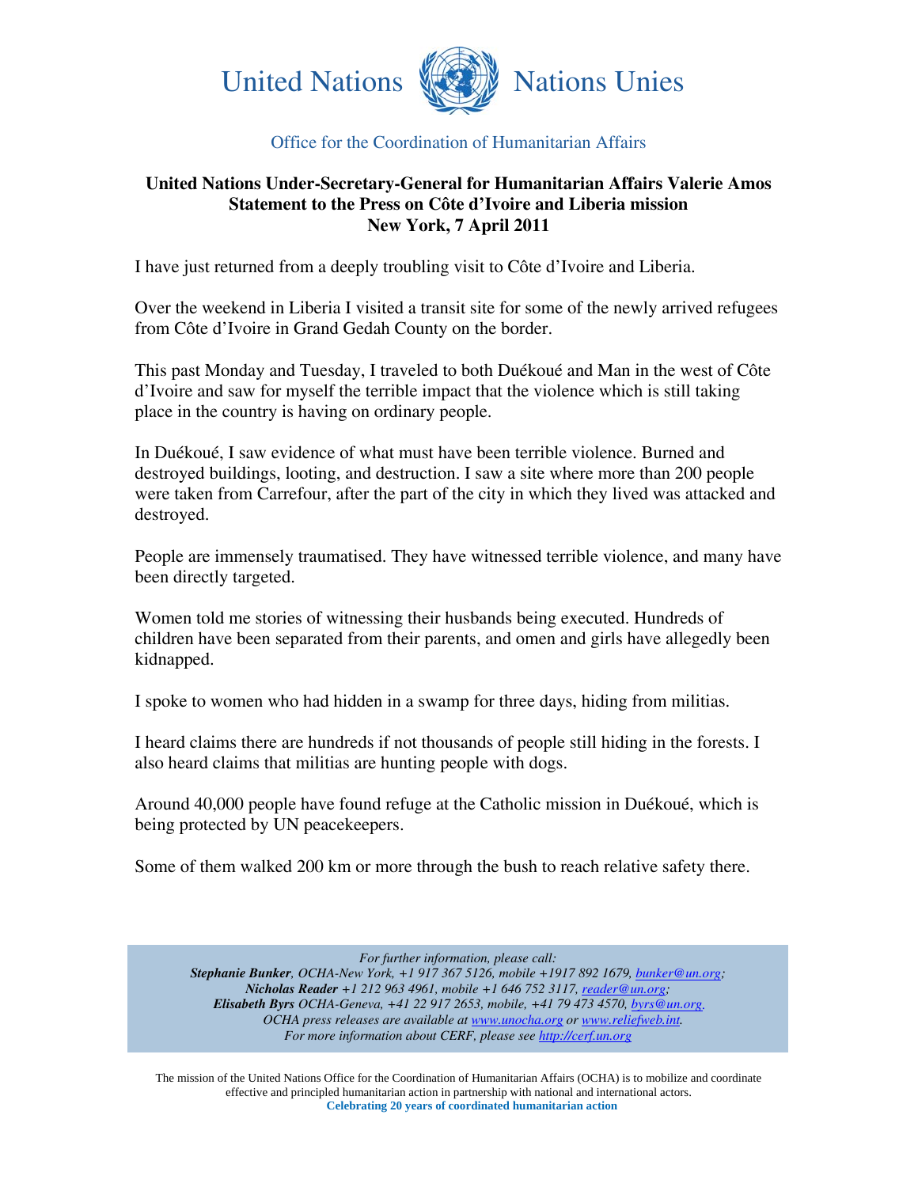United Nations — Nations Unies

Office for the Coordination of Humanitarian Affairs

**United Nations Under-Secretary-General for Humanitarian Affairs Valerie Amos Statement to the Press on Côte d'Ivoire and Liberia mission New York, 7 April 2011**

I have just returned from a deeply troubling visit to Côte d'Ivoire and Liberia.

Over the weekend in Liberia I visited a transit site for some of the newly arrived refugees from Côte d'Ivoire in Grand Gedah County on the border.

This past Monday and Tuesday, I traveled to both Duékoué and Man in the west of Côte d'Ivoire and saw for myself the terrible impact that the violence which is still taking place in the country is having on ordinary people.

In Duékoué, I saw evidence of what must have been terrible violence. Burned and destroyed buildings, looting, and destruction. I saw a site where more than 200 people were taken from Carrefour, after the part of the city in which they lived was attacked and destroyed.

People are immensely traumatised. They have witnessed terrible violence, and many have been directly targeted.

Women told me stories of witnessing their husbands being executed. Hundreds of children have been separated from their parents, and omen and girls have allegedly been kidnapped.

I spoke to women who had hidden in a swamp for three days, hiding from militias.

I heard claims there are hundreds if not thousands of people still hiding in the forests. I also heard claims that militias are hunting people with dogs.

Around 40,000 people have found refuge at the Catholic mission in Duékoué, which is being protected by UN peacekeepers.

Some of them walked 200 km or more through the bush to reach relative safety there.

*For further information, please call:*
***Stephanie Bunker**, OCHA-New York, +1 917 367 5126, mobile +1917 892 1679, bunker@un.org;*
***Nicholas Reader** +1 212 963 4961, mobile +1 646 752 3117, reader@un.org;*
***Elisabeth Byrs** OCHA-Geneva, +41 22 917 2653, mobile, +41 79 473 4570, byrs@un.org.*
*OCHA press releases are available at www.unocha.org or www.reliefweb.int.*
*For more information about CERF, please see http://cerf.un.org*

The mission of the United Nations Office for the Coordination of Humanitarian Affairs (OCHA) is to mobilize and coordinate effective and principled humanitarian action in partnership with national and international actors.
**Celebrating 20 years of coordinated humanitarian action**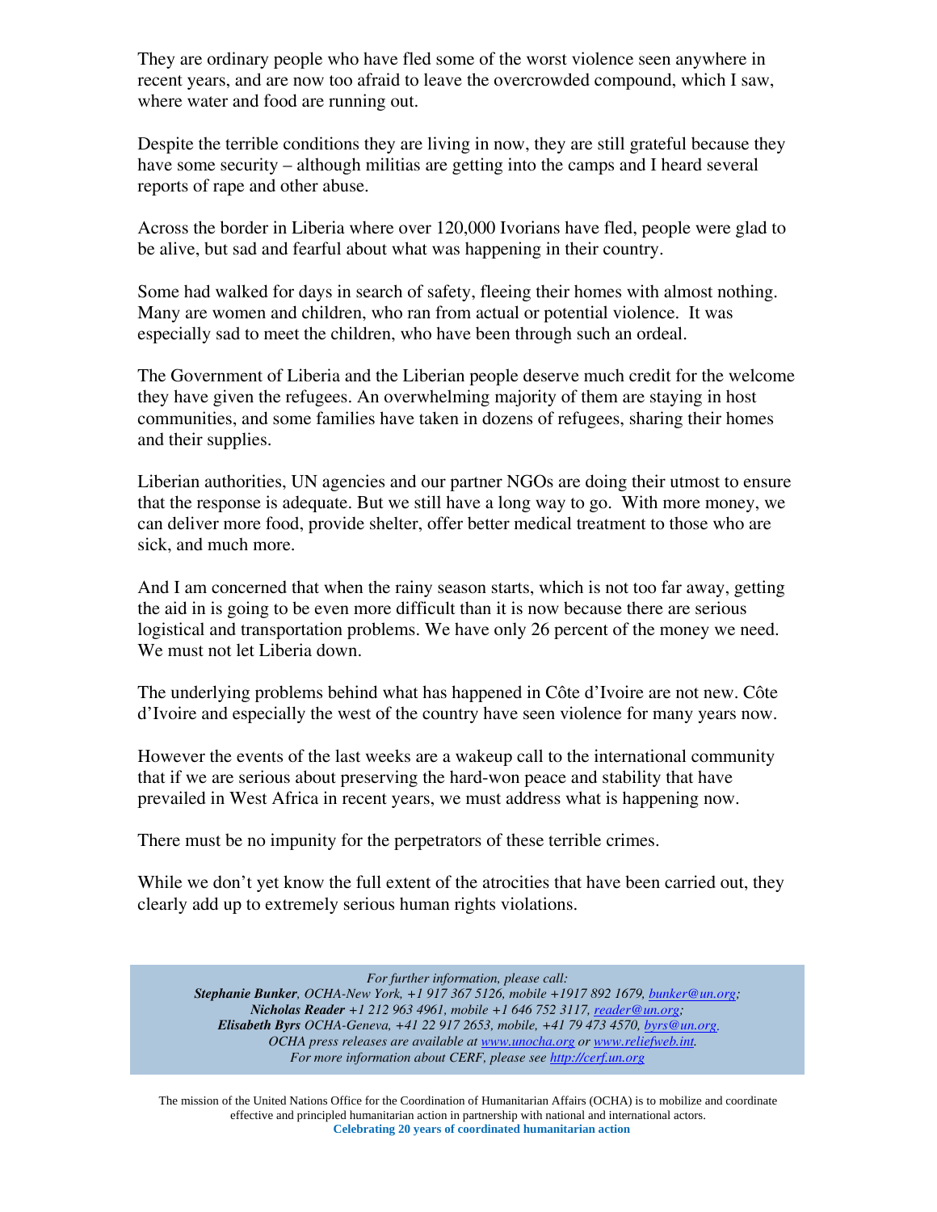They are ordinary people who have fled some of the worst violence seen anywhere in recent years, and are now too afraid to leave the overcrowded compound, which I saw, where water and food are running out.

Despite the terrible conditions they are living in now, they are still grateful because they have some security – although militias are getting into the camps and I heard several reports of rape and other abuse.

Across the border in Liberia where over 120,000 Ivorians have fled, people were glad to be alive, but sad and fearful about what was happening in their country.

Some had walked for days in search of safety, fleeing their homes with almost nothing. Many are women and children, who ran from actual or potential violence. It was especially sad to meet the children, who have been through such an ordeal.

The Government of Liberia and the Liberian people deserve much credit for the welcome they have given the refugees. An overwhelming majority of them are staying in host communities, and some families have taken in dozens of refugees, sharing their homes and their supplies.

Liberian authorities, UN agencies and our partner NGOs are doing their utmost to ensure that the response is adequate. But we still have a long way to go. With more money, we can deliver more food, provide shelter, offer better medical treatment to those who are sick, and much more.

And I am concerned that when the rainy season starts, which is not too far away, getting the aid in is going to be even more difficult than it is now because there are serious logistical and transportation problems. We have only 26 percent of the money we need. We must not let Liberia down.

The underlying problems behind what has happened in Côte d'Ivoire are not new. Côte d'Ivoire and especially the west of the country have seen violence for many years now.

However the events of the last weeks are a wakeup call to the international community that if we are serious about preserving the hard-won peace and stability that have prevailed in West Africa in recent years, we must address what is happening now.

There must be no impunity for the perpetrators of these terrible crimes.

While we don't yet know the full extent of the atrocities that have been carried out, they clearly add up to extremely serious human rights violations.

*For further information, please call:*
***Stephanie Bunker**, OCHA-New York, +1 917 367 5126, mobile +1917 892 1679, bunker@un.org;*
***Nicholas Reader** +1 212 963 4961, mobile +1 646 752 3117, reader@un.org;*
***Elisabeth Byrs** OCHA-Geneva, +41 22 917 2653, mobile, +41 79 473 4570, byrs@un.org.*
*OCHA press releases are available at www.unocha.org or www.reliefweb.int.*
*For more information about CERF, please see http://cerf.un.org*

The mission of the United Nations Office for the Coordination of Humanitarian Affairs (OCHA) is to mobilize and coordinate effective and principled humanitarian action in partnership with national and international actors.
**Celebrating 20 years of coordinated humanitarian action**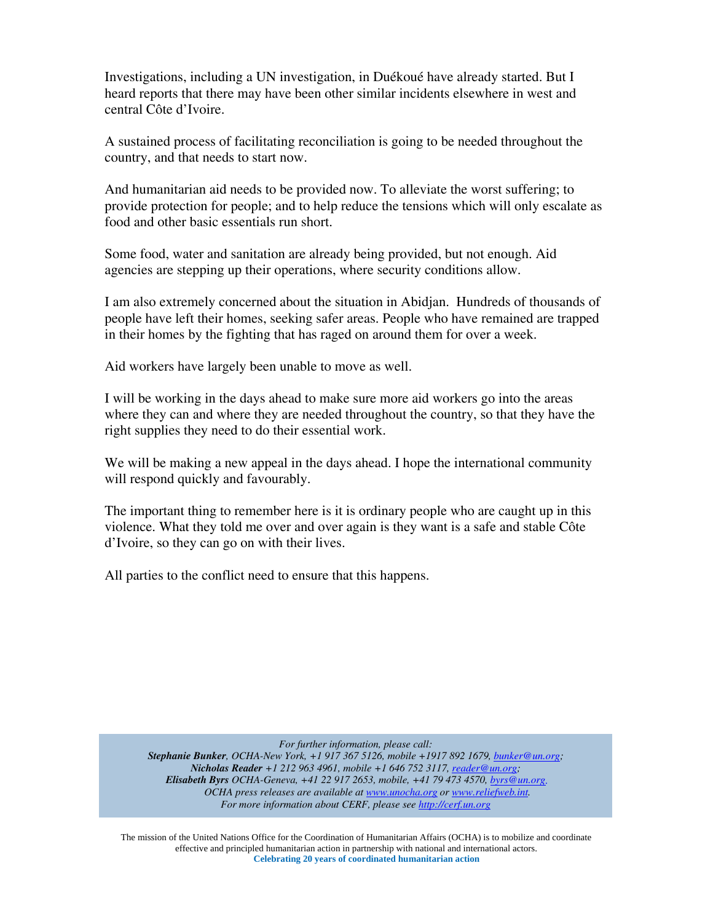Investigations, including a UN investigation, in Duékoué have already started. But I heard reports that there may have been other similar incidents elsewhere in west and central Côte d'Ivoire.

A sustained process of facilitating reconciliation is going to be needed throughout the country, and that needs to start now.

And humanitarian aid needs to be provided now. To alleviate the worst suffering; to provide protection for people; and to help reduce the tensions which will only escalate as food and other basic essentials run short.

Some food, water and sanitation are already being provided, but not enough. Aid agencies are stepping up their operations, where security conditions allow.

I am also extremely concerned about the situation in Abidjan. Hundreds of thousands of people have left their homes, seeking safer areas. People who have remained are trapped in their homes by the fighting that has raged on around them for over a week.

Aid workers have largely been unable to move as well.

I will be working in the days ahead to make sure more aid workers go into the areas where they can and where they are needed throughout the country, so that they have the right supplies they need to do their essential work.

We will be making a new appeal in the days ahead. I hope the international community will respond quickly and favourably.

The important thing to remember here is it is ordinary people who are caught up in this violence. What they told me over and over again is they want is a safe and stable Côte d'Ivoire, so they can go on with their lives.

All parties to the conflict need to ensure that this happens.

*For further information, please call:*
***Stephanie Bunker**, OCHA-New York, +1 917 367 5126, mobile +1917 892 1679, bunker@un.org;*
***Nicholas Reader** +1 212 963 4961, mobile +1 646 752 3117, reader@un.org;*
***Elisabeth Byrs** OCHA-Geneva, +41 22 917 2653, mobile, +41 79 473 4570, byrs@un.org.*
*OCHA press releases are available at www.unocha.org or www.reliefweb.int.*
*For more information about CERF, please see http://cerf.un.org*

The mission of the United Nations Office for the Coordination of Humanitarian Affairs (OCHA) is to mobilize and coordinate effective and principled humanitarian action in partnership with national and international actors.
**Celebrating 20 years of coordinated humanitarian action**